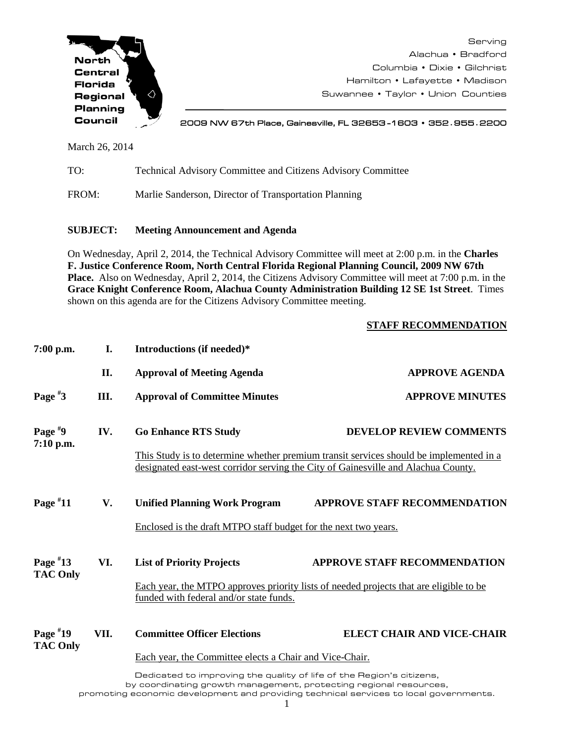**North Central Florida Regional Planning Council**

Serving
Alachua • Bradford
Columbia • Dixie • Gilchrist
Hamilton • Lafayette • Madison
Suwannee • Taylor • Union Counties

2009 NW 67th Place, Gainesville, FL 32653-1603 • 352.955.2200

March 26, 2014

TO: Technical Advisory Committee and Citizens Advisory Committee

FROM: Marlie Sanderson, Director of Transportation Planning

**SUBJECT: Meeting Announcement and Agenda**

On Wednesday, April 2, 2014, the Technical Advisory Committee will meet at 2:00 p.m. in the **Charles F. Justice Conference Room, North Central Florida Regional Planning Council, 2009 NW 67th Place.** Also on Wednesday, April 2, 2014, the Citizens Advisory Committee will meet at 7:00 p.m. in the **Grace Knight Conference Room, Alachua County Administration Building 12 SE 1st Street**. Times shown on this agenda are for the Citizens Advisory Committee meeting.

| | | | **STAFF RECOMMENDATION** |
|---|---|---|---|
| **7:00 p.m.** | **I.** | **Introductions (if needed)*** | |
| | **II.** | **Approval of Meeting Agenda** | **APPROVE AGENDA** |
| **Page #3** | **III.** | **Approval of Committee Minutes** | **APPROVE MINUTES** |
| **Page #9** **7:10 p.m.** | **IV.** | **Go Enhance RTS Study**<br>This Study is to determine whether premium transit services should be implemented in a designated east-west corridor serving the City of Gainesville and Alachua County. | **DEVELOP REVIEW COMMENTS** |
| **Page #11** | **V.** | **Unified Planning Work Program**<br>Enclosed is the draft MTPO staff budget for the next two years. | **APPROVE STAFF RECOMMENDATION** |
| **Page #13** **TAC Only** | **VI.** | **List of Priority Projects**<br>Each year, the MTPO approves priority lists of needed projects that are eligible to be funded with federal and/or state funds. | **APPROVE STAFF RECOMMENDATION** |
| **Page #19** **TAC Only** | **VII.** | **Committee Officer Elections**<br>Each year, the Committee elects a Chair and Vice-Chair. | **ELECT CHAIR AND VICE-CHAIR** |

Dedicated to improving the quality of life of the Region's citizens, by coordinating growth management, protecting regional resources, promoting economic development and providing technical services to local governments.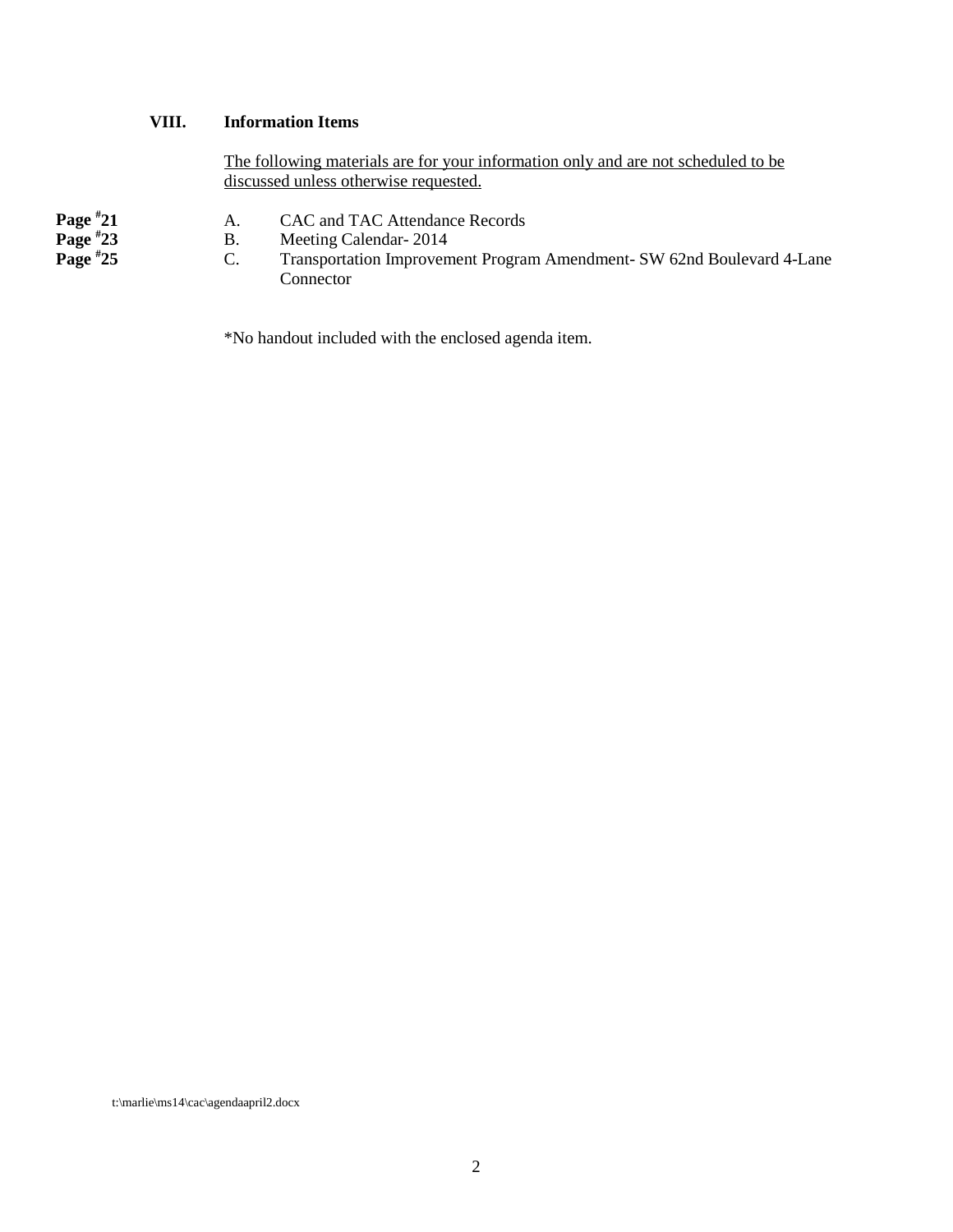**VIII. Information Items**

The following materials are for your information only and are not scheduled to be discussed unless otherwise requested.

**Page #21** A. CAC and TAC Attendance Records

**Page #23** B. Meeting Calendar- 2014

**Page #25** C. Transportation Improvement Program Amendment- SW 62nd Boulevard 4-Lane Connector

*No handout included with the enclosed agenda item.

t:\marlie\ms14\cac\agendaapril2.docx